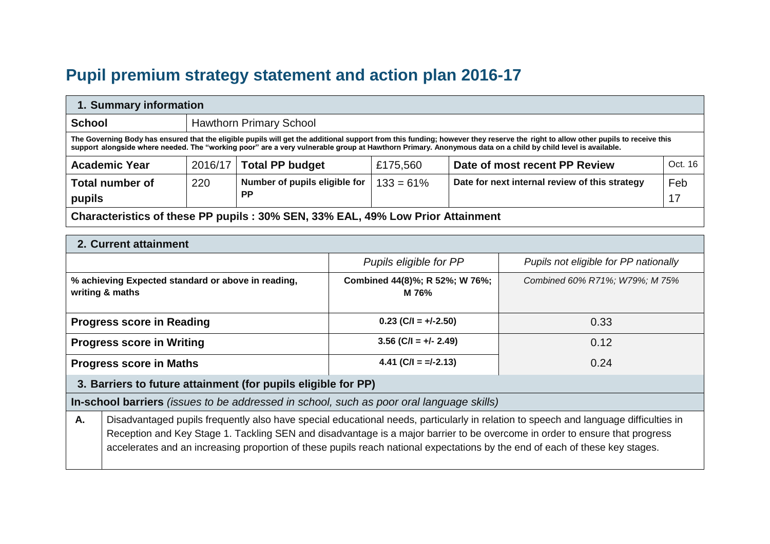# Pupil premium strategy statement and action plan 2016-17

| 1. Summary information | | | | | |
|---|---|---|---|---|---|
| **School** | Hawthorn Primary School | | | | |
| **The Governing Body has ensured that the eligible pupils will get the additional support from this funding; however they reserve the right to allow other pupils to receive this support alongside where needed. The "working poor" are a very vulnerable group at Hawthorn Primary. Anonymous data on a child by child level is available.** | | | | | |
| **Academic Year** | 2016/17 | **Total PP budget** | £175,560 | **Date of most recent PP Review** | Oct. 16 |
| **Total number of pupils** | 220 | **Number of pupils eligible for PP** | 133 = 61% | **Date for next internal review of this strategy** | Feb 17 |
| **Characteristics of these PP pupils : 30% SEN, 33% EAL, 49% Low Prior Attainment** | | | | | |

| 2. Current attainment | | |
|---|---|---|
| | *Pupils eligible for PP* | *Pupils not eligible for PP nationally* |
| **% achieving Expected standard or above in reading, writing & maths** | **Combined 44(8)%; R 52%; W 76%; M 76%** | *Combined 60% R71%; W79%; M 75%* |
| **Progress score in Reading** | **0.23 (C/I = +/-2.50)** | 0.33 |
| **Progress score in Writing** | **3.56 (C/I = +/- 2.49)** | 0.12 |
| **Progress score in Maths** | **4.41 (C/I = =/-2.13)** | 0.24 |

| 3. Barriers to future attainment (for pupils eligible for PP) | |
|---|---|
| **In-school barriers** *(issues to be addressed in school, such as poor oral language skills)* | |
| **A.** | Disadvantaged pupils frequently also have special educational needs, particularly in relation to speech and language difficulties in Reception and Key Stage 1. Tackling SEN and disadvantage is a major barrier to be overcome in order to ensure that progress accelerates and an increasing proportion of these pupils reach national expectations by the end of each of these key stages. |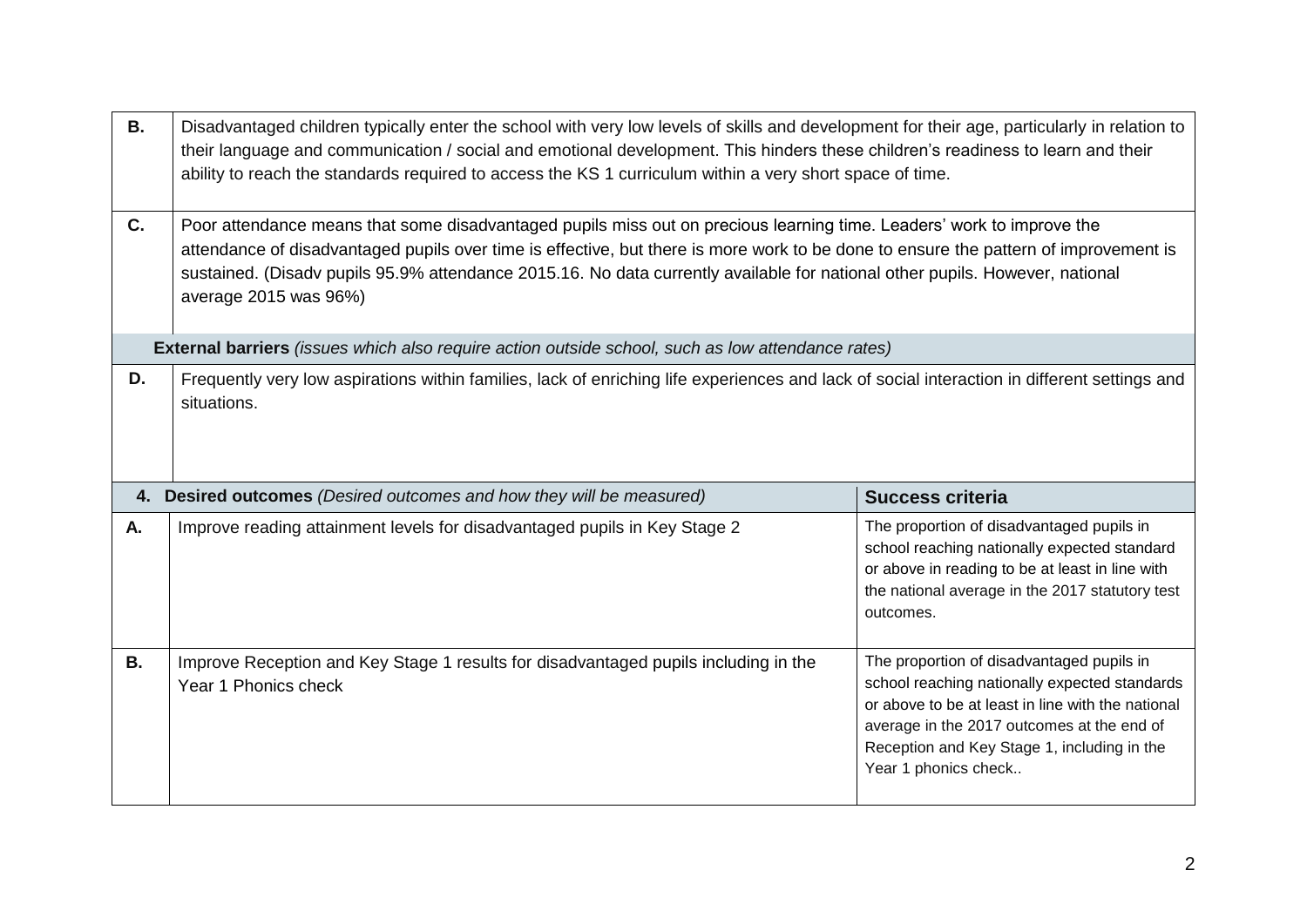| | |
|---|---|
| **B.** | Disadvantaged children typically enter the school with very low levels of skills and development for their age, particularly in relation to their language and communication / social and emotional development. This hinders these children's readiness to learn and their ability to reach the standards required to access the KS 1 curriculum within a very short space of time. |
| **C.** | Poor attendance means that some disadvantaged pupils miss out on precious learning time. Leaders' work to improve the attendance of disadvantaged pupils over time is effective, but there is more work to be done to ensure the pattern of improvement is sustained. (Disadv pupils 95.9% attendance 2015.16. No data currently available for national other pupils. However, national average 2015 was 96%) |
| **External barriers** *(issues which also require action outside school, such as low attendance rates)* | |
| **D.** | Frequently very low aspirations within families, lack of enriching life experiences and lack of social interaction in different settings and situations. |

| **4. Desired outcomes** *(Desired outcomes and how they will be measured)* | | **Success criteria** |
|---|---|---|
| **A.** | Improve reading attainment levels for disadvantaged pupils in Key Stage 2 | The proportion of disadvantaged pupils in school reaching nationally expected standard or above in reading to be at least in line with the national average in the 2017 statutory test outcomes. |
| **B.** | Improve Reception and Key Stage 1 results for disadvantaged pupils including in the Year 1 Phonics check | The proportion of disadvantaged pupils in school reaching nationally expected standards or above to be at least in line with the national average in the 2017 outcomes at the end of Reception and Key Stage 1, including in the Year 1 phonics check.. |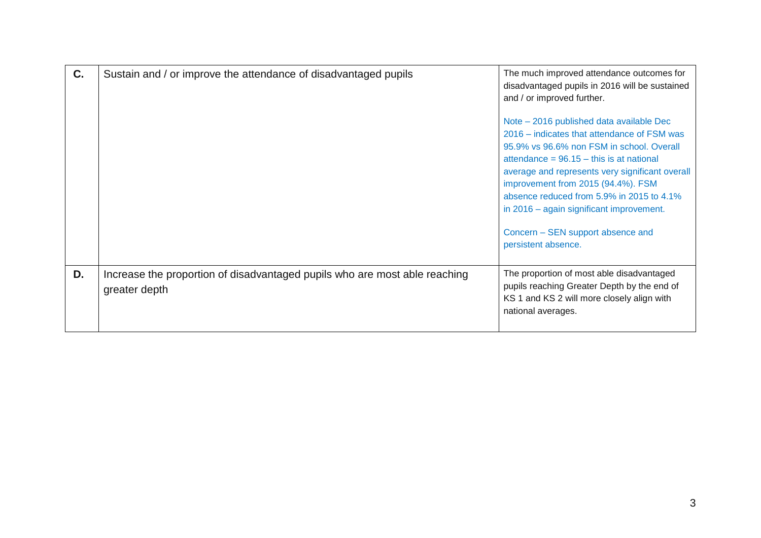| | | |
|---|---|---|
| **C.** | Sustain and / or improve the attendance of disadvantaged pupils | The much improved attendance outcomes for disadvantaged pupils in 2016 will be sustained and / or improved further.<br><br>Note – 2016 published data available Dec 2016 – indicates that attendance of FSM was 95.9% vs 96.6% non FSM in school. Overall attendance = 96.15 – this is at national average and represents very significant overall improvement from 2015 (94.4%). FSM absence reduced from 5.9% in 2015 to 4.1% in 2016 – again significant improvement.<br><br>Concern – SEN support absence and persistent absence. |
| **D.** | Increase the proportion of disadvantaged pupils who are most able reaching greater depth | The proportion of most able disadvantaged pupils reaching Greater Depth by the end of KS 1 and KS 2 will more closely align with national averages. |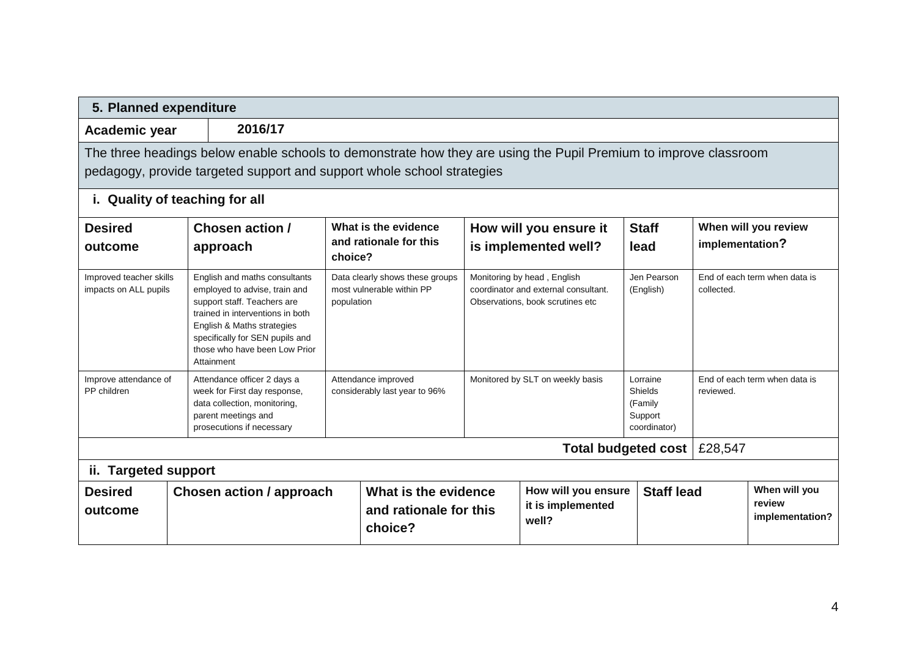## 5. Planned expenditure

| Academic year | 2016/17 |
|---|---|

The three headings below enable schools to demonstrate how they are using the Pupil Premium to improve classroom pedagogy, provide targeted support and support whole school strategies

### i. Quality of teaching for all

| Desired outcome | Chosen action / approach | What is the evidence and rationale for this choice? | How will you ensure it is implemented well? | Staff lead | When will you review implementation? |
|---|---|---|---|---|---|
| Improved teacher skills impacts on ALL pupils | English and maths consultants employed to advise, train and support staff. Teachers are trained in interventions in both English & Maths strategies specifically for SEN pupils and those who have been Low Prior Attainment | Data clearly shows these groups most vulnerable within PP population | Monitoring by head , English coordinator and external consultant. Observations, book scrutines etc | Jen Pearson (English) | End of each term when data is collected. |
| Improve attendance of PP children | Attendance officer 2 days a week for First day response, data collection, monitoring, parent meetings and prosecutions if necessary | Attendance improved considerably last year to 96% | Monitored by SLT on weekly basis | Lorraine Shields (Family Support coordinator) | End of each term when data is reviewed. |
| | | | | **Total budgeted cost** | £28,547 |

### ii. Targeted support

| Desired outcome | Chosen action / approach | What is the evidence and rationale for this choice? | How will you ensure it is implemented well? | Staff lead | When will you review implementation? |
|---|---|---|---|---|---|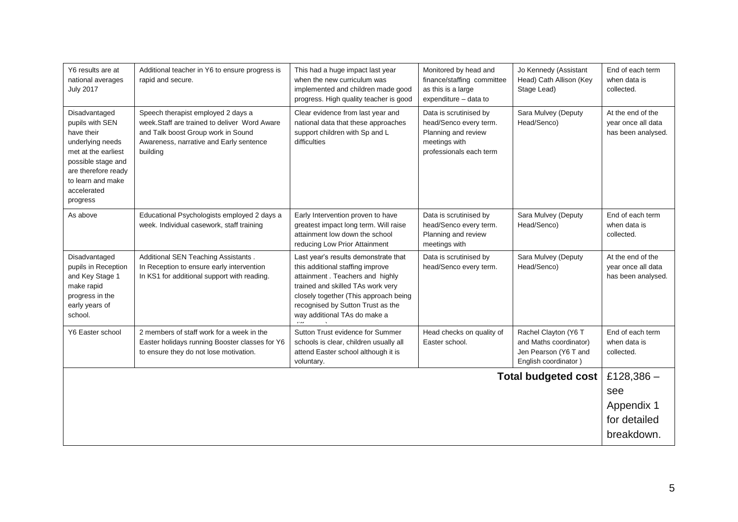| Y6 results are at national averages July 2017 | Additional teacher in Y6 to ensure progress is rapid and secure. | This had a huge impact last year when the new curriculum was implemented and children made good progress. High quality teacher is good | Monitored by head and finance/staffing committee as this is a large expenditure – data to | Jo Kennedy (Assistant Head) Cath Allison (Key Stage Lead) | End of each term when data is collected. |
|---|---|---|---|---|---|
| Disadvantaged pupils with SEN have their underlying needs met at the earliest possible stage and are therefore ready to learn and make accelerated progress | Speech therapist employed 2 days a week.Staff are trained to deliver Word Aware and Talk boost Group work in Sound Awareness, narrative and Early sentence building | Clear evidence from last year and national data that these approaches support children with Sp and L difficulties | Data is scrutinised by head/Senco every term. Planning and review meetings with professionals each term | Sara Mulvey (Deputy Head/Senco) | At the end of the year once all data has been analysed. |
| As above | Educational Psychologists employed 2 days a week. Individual casework, staff training | Early Intervention proven to have greatest impact long term. Will raise attainment low down the school reducing Low Prior Attainment | Data is scrutinised by head/Senco every term. Planning and review meetings with | Sara Mulvey (Deputy Head/Senco) | End of each term when data is collected. |
| Disadvantaged pupils in Reception and Key Stage 1 make rapid progress in the early years of school. | Additional SEN Teaching Assistants . In Reception to ensure early intervention In KS1 for additional support with reading. | Last year's results demonstrate that this additional staffing improve attainment . Teachers and highly trained and skilled TAs work very closely together (This approach being recognised by Sutton Trust as the way additional TAs do make a difference) | Data is scrutinised by head/Senco every term. | Sara Mulvey (Deputy Head/Senco) | At the end of the year once all data has been analysed. |
| Y6 Easter school | 2 members of staff work for a week in the Easter holidays running Booster classes for Y6 to ensure they do not lose motivation. | Sutton Trust evidence for Summer schools is clear, children usually all attend Easter school although it is voluntary. | Head checks on quality of Easter school. | Rachel Clayton (Y6 T and Maths coordinator) Jen Pearson (Y6 T and English coordinator ) | End of each term when data is collected. |
| | | | | **Total budgeted cost** | £128,386 – see Appendix 1 for detailed breakdown. |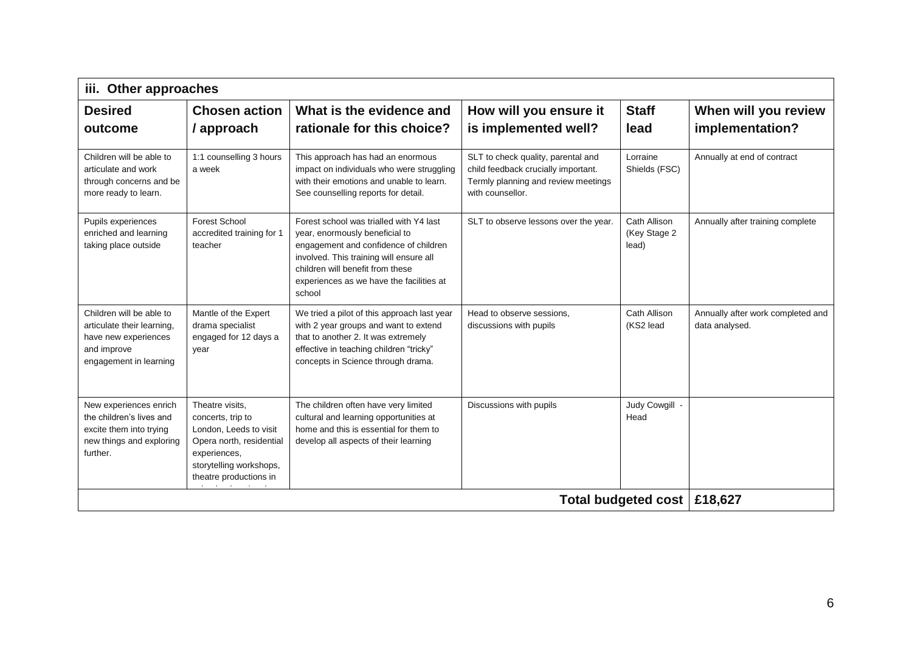| iii. Other approaches | | | | | |
|---|---|---|---|---|---|
| **Desired outcome** | **Chosen action / approach** | **What is the evidence and rationale for this choice?** | **How will you ensure it is implemented well?** | **Staff lead** | **When will you review implementation?** |
| Children will be able to articulate and work through concerns and be more ready to learn. | 1:1 counselling 3 hours a week | This approach has had an enormous impact on individuals who were struggling with their emotions and unable to learn. See counselling reports for detail. | SLT to check quality, parental and child feedback crucially important. Termly planning and review meetings with counsellor. | Lorraine Shields (FSC) | Annually at end of contract |
| Pupils experiences enriched and learning taking place outside | Forest School accredited training for 1 teacher | Forest school was trialled with Y4 last year, enormously beneficial to engagement and confidence of children involved. This training will ensure all children will benefit from these experiences as we have the facilities at school | SLT to observe lessons over the year. | Cath Allison (Key Stage 2 lead) | Annually after training complete |
| Children will be able to articulate their learning, have new experiences and improve engagement in learning | Mantle of the Expert drama specialist engaged for 12 days a year | We tried a pilot of this approach last year with 2 year groups and want to extend that to another 2. It was extremely effective in teaching children "tricky" concepts in Science through drama. | Head to observe sessions, discussions with pupils | Cath Allison (KS2 lead | Annually after work completed and data analysed. |
| New experiences enrich the children's lives and excite them into trying new things and exploring further. | Theatre visits, concerts, trip to London, Leeds to visit Opera north, residential experiences, storytelling workshops, theatre productions in | The children often have very limited cultural and learning opportunities at home and this is essential for them to develop all aspects of their learning | Discussions with pupils | Judy Cowgill - Head | |
| | | | | **Total budgeted cost** | **£18,627** |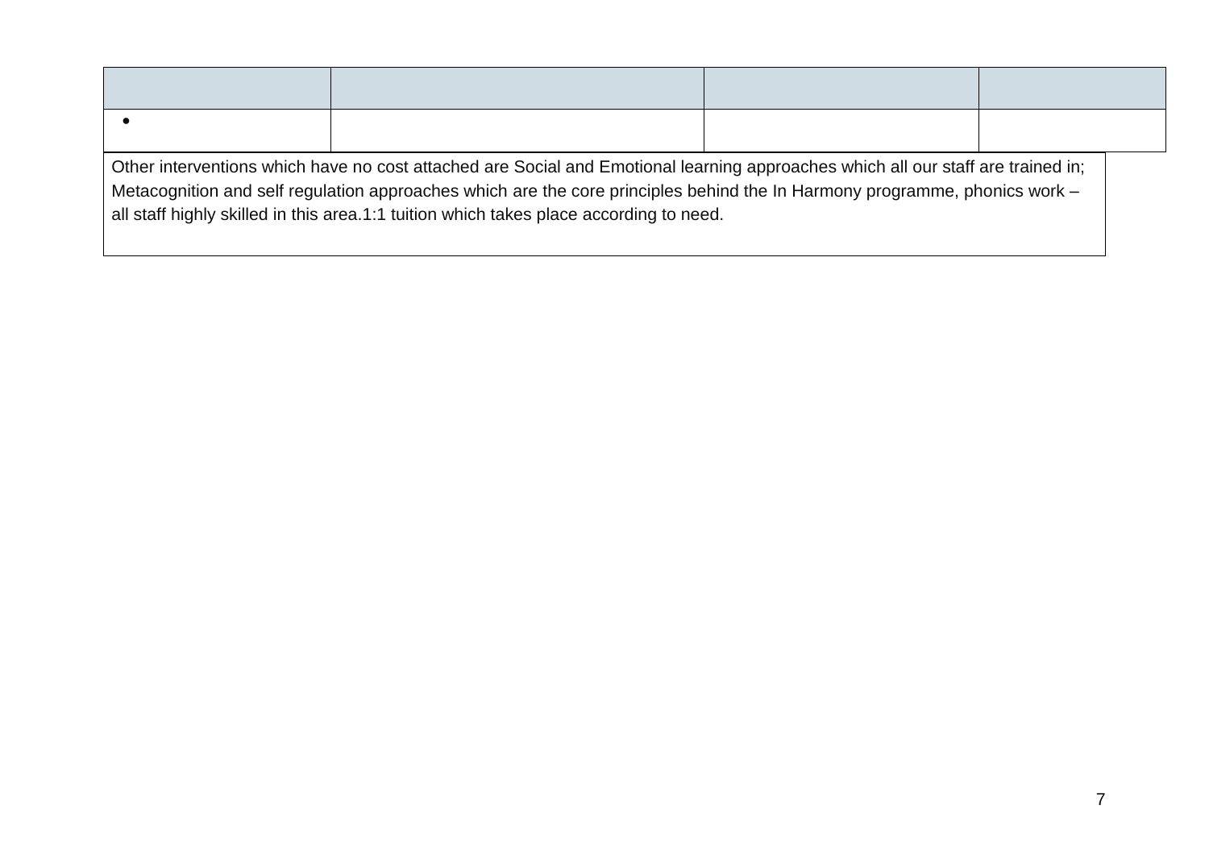| | | | |
|---|---|---|---|
| • | | | |

Other interventions which have no cost attached are Social and Emotional learning approaches which all our staff are trained in; Metacognition and self regulation approaches which are the core principles behind the In Harmony programme, phonics work – all staff highly skilled in this area.1:1 tuition which takes place according to need.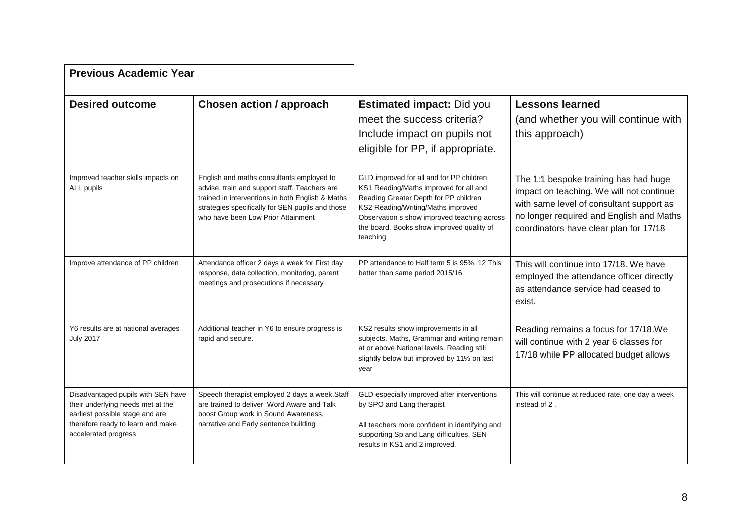| Previous Academic Year | | | |
|---|---|---|---|
| **Desired outcome** | **Chosen action / approach** | **Estimated impact:** Did you meet the success criteria? Include impact on pupils not eligible for PP, if appropriate. | **Lessons learned** (and whether you will continue with this approach) |
| Improved teacher skills impacts on ALL pupils | English and maths consultants employed to advise, train and support staff. Teachers are trained in interventions in both English & Maths strategies specifically for SEN pupils and those who have been Low Prior Attainment | GLD improved for all and for PP children<br>KS1 Reading/Maths improved for all and Reading Greater Depth for PP children<br>KS2 Reading/Writing/Maths improved<br>Observation s show improved teaching across the board. Books show improved quality of teaching | The 1:1 bespoke training has had huge impact on teaching. We will not continue with same level of consultant support as no longer required and English and Maths coordinators have clear plan for 17/18 |
| Improve attendance of PP children | Attendance officer 2 days a week for First day response, data collection, monitoring, parent meetings and prosecutions if necessary | PP attendance to Half term 5 is 95%. 12 This better than same period 2015/16 | This will continue into 17/18. We have employed the attendance officer directly as attendance service had ceased to exist. |
| Y6 results are at national averages July 2017 | Additional teacher in Y6 to ensure progress is rapid and secure. | KS2 results show improvements in all subjects. Maths, Grammar and writing remain at or above National levels. Reading still slightly below but improved by 11% on last year | Reading remains a focus for 17/18.We will continue with 2 year 6 classes for 17/18 while PP allocated budget allows |
| Disadvantaged pupils with SEN have their underlying needs met at the earliest possible stage and are therefore ready to learn and make accelerated progress | Speech therapist employed 2 days a week.Staff are trained to deliver Word Aware and Talk boost Group work in Sound Awareness, narrative and Early sentence building | GLD especially improved after interventions by SPO and Lang therapist<br><br>All teachers more confident in identifying and supporting Sp and Lang difficulties. SEN results in KS1 and 2 improved. | This will continue at reduced rate, one day a week instead of 2 . |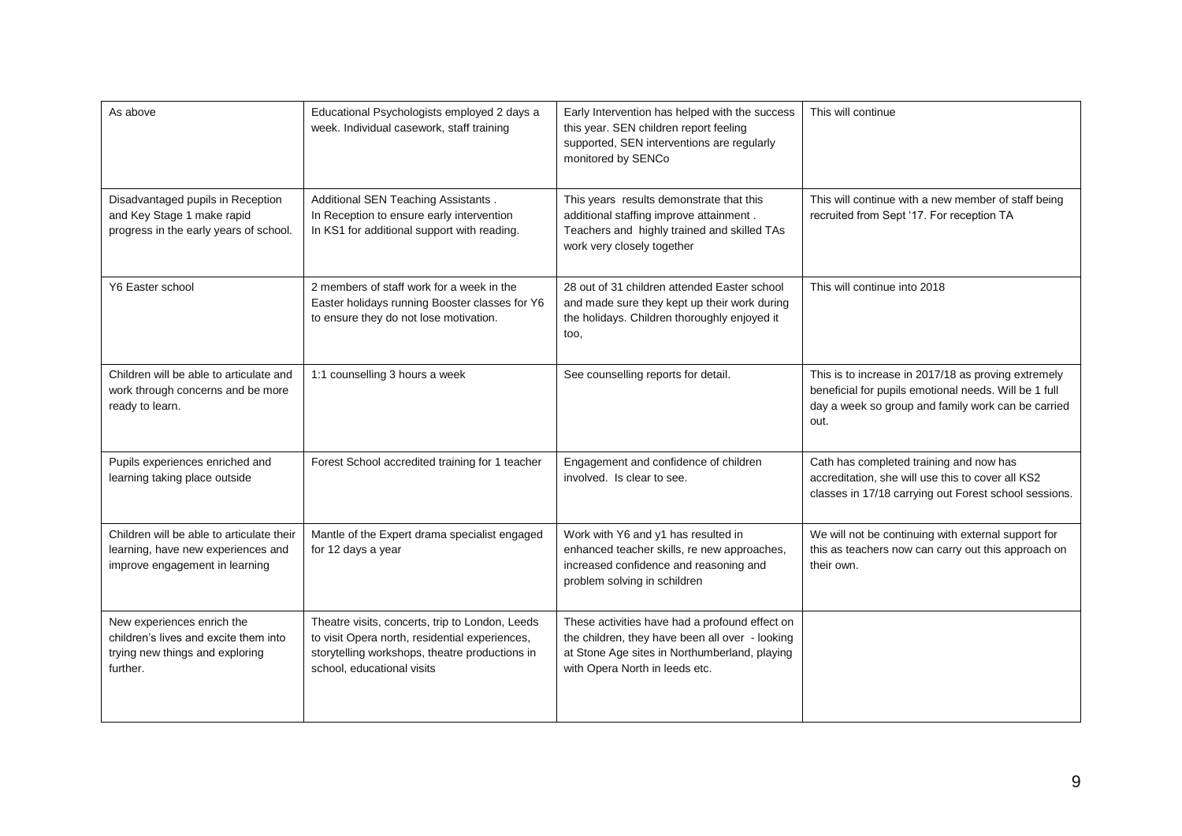| As above | Educational Psychologists employed 2 days a week. Individual casework, staff training | Early Intervention has helped with the success this year. SEN children report feeling supported, SEN interventions are regularly monitored by SENCo | This will continue |
| --- | --- | --- | --- |
| Disadvantaged pupils in Reception and Key Stage 1 make rapid progress in the early years of school. | Additional SEN Teaching Assistants . In Reception to ensure early intervention In KS1 for additional support with reading. | This years results demonstrate that this additional staffing improve attainment . Teachers and highly trained and skilled TAs work very closely together | This will continue with a new member of staff being recruited from Sept '17. For reception TA |
| Y6 Easter school | 2 members of staff work for a week in the Easter holidays running Booster classes for Y6 to ensure they do not lose motivation. | 28 out of 31 children attended Easter school and made sure they kept up their work during the holidays. Children thoroughly enjoyed it too, | This will continue into 2018 |
| Children will be able to articulate and work through concerns and be more ready to learn. | 1:1 counselling 3 hours a week | See counselling reports for detail. | This is to increase in 2017/18 as proving extremely beneficial for pupils emotional needs. Will be 1 full day a week so group and family work can be carried out. |
| Pupils experiences enriched and learning taking place outside | Forest School accredited training for 1 teacher | Engagement and confidence of children involved. Is clear to see. | Cath has completed training and now has accreditation, she will use this to cover all KS2 classes in 17/18 carrying out Forest school sessions. |
| Children will be able to articulate their learning, have new experiences and improve engagement in learning | Mantle of the Expert drama specialist engaged for 12 days a year | Work with Y6 and y1 has resulted in enhanced teacher skills, re new approaches, increased confidence and reasoning and problem solving in schildren | We will not be continuing with external support for this as teachers now can carry out this approach on their own. |
| New experiences enrich the children's lives and excite them into trying new things and exploring further. | Theatre visits, concerts, trip to London, Leeds to visit Opera north, residential experiences, storytelling workshops, theatre productions in school, educational visits | These activities have had a profound effect on the children, they have been all over - looking at Stone Age sites in Northumberland, playing with Opera North in leeds etc. | |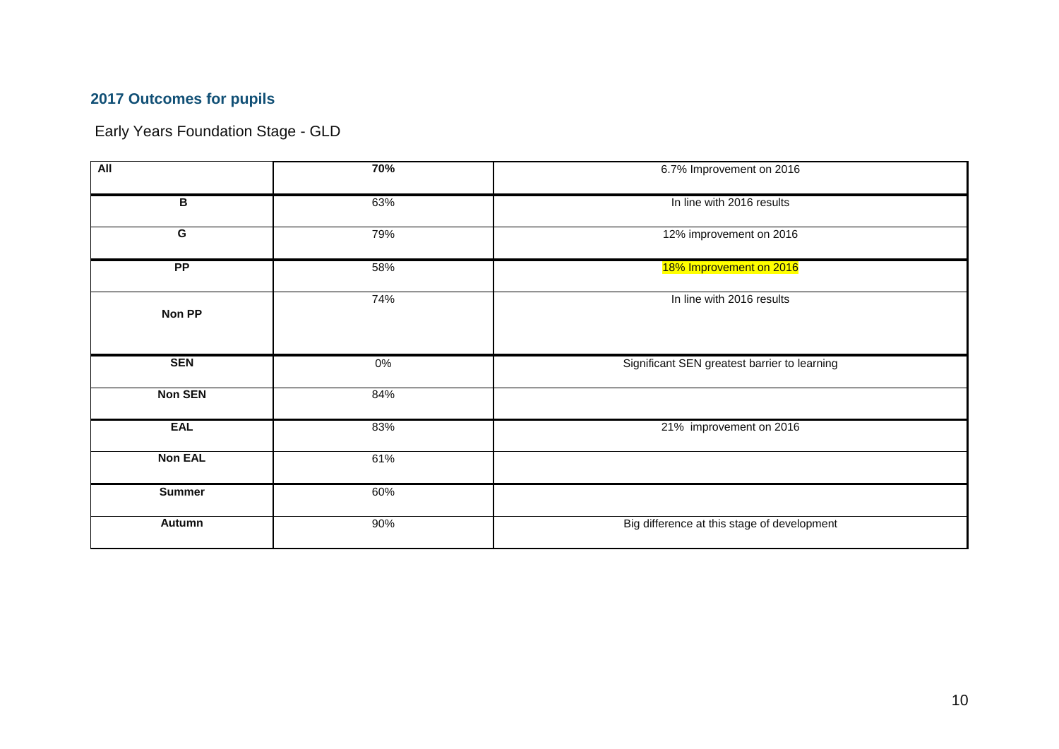## 2017 Outcomes for pupils

Early Years Foundation Stage - GLD

| **All** | **70%** | 6.7% Improvement on 2016 |
|---|---|---|
| **B** | 63% | In line with 2016 results |
| **G** | 79% | 12% improvement on 2016 |
| **PP** | 58% | 18% Improvement on 2016 |
| **Non PP** | 74% | In line with 2016 results |
| **SEN** | 0% | Significant SEN greatest barrier to learning |
| **Non SEN** | 84% | |
| **EAL** | 83% | 21% improvement on 2016 |
| **Non EAL** | 61% | |
| **Summer** | 60% | |
| **Autumn** | 90% | Big difference at this stage of development |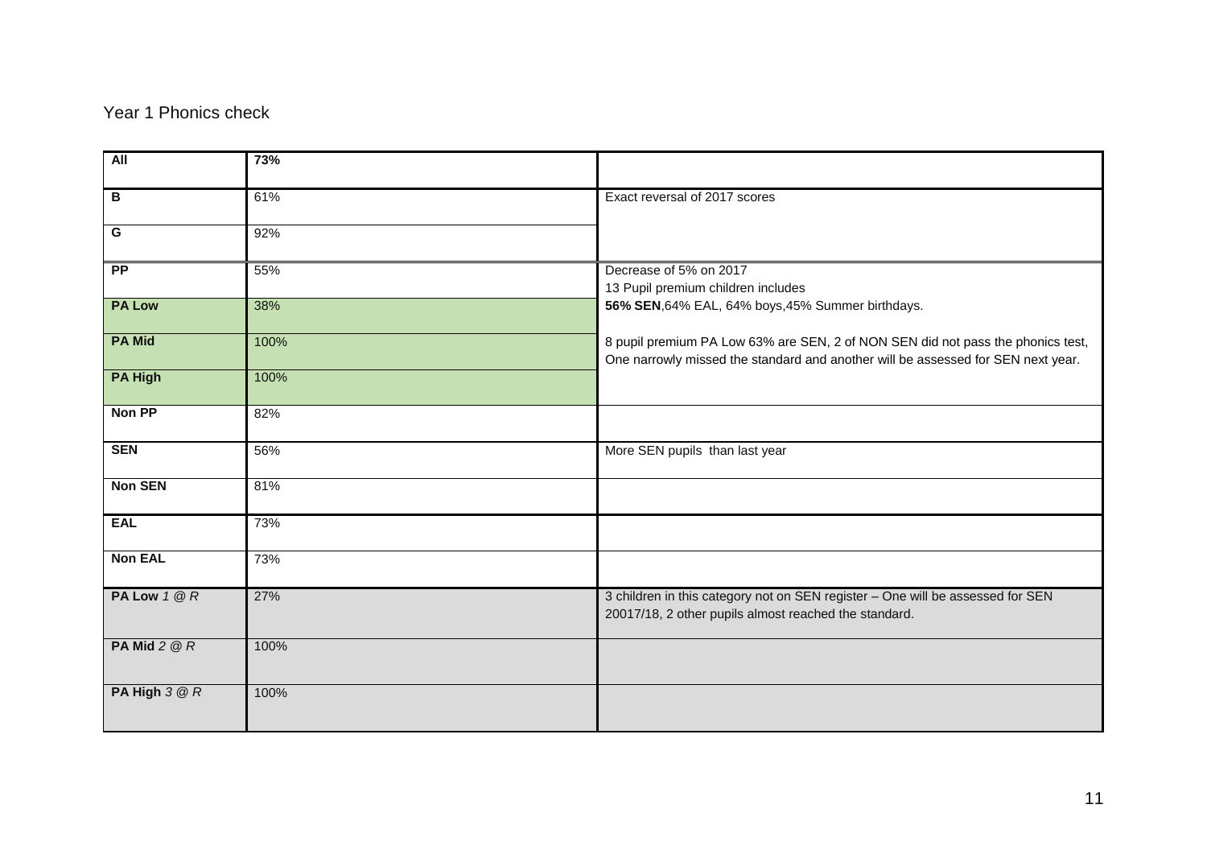Year 1 Phonics check

| | | |
|---|---|---|
| **All** | **73%** | |
| **B** | 61% | Exact reversal of 2017 scores |
| **G** | 92% | |
| **PP** | 55% | Decrease of 5% on 2017<br>13 Pupil premium children includes<br>**56% SEN**,64% EAL, 64% boys,45% Summer birthdays.<br><br>8 pupil premium PA Low 63% are SEN, 2 of NON SEN did not pass the phonics test, One narrowly missed the standard and another will be assessed for SEN next year. |
| **PA Low** | 38% | |
| **PA Mid** | 100% | |
| **PA High** | 100% | |
| **Non PP** | 82% | |
| **SEN** | 56% | More SEN pupils than last year |
| **Non SEN** | 81% | |
| **EAL** | 73% | |
| **Non EAL** | 73% | |
| **PA Low** *1 @ R* | 27% | 3 children in this category not on SEN register – One will be assessed for SEN 20017/18, 2 other pupils almost reached the standard. |
| **PA Mid** *2 @ R* | 100% | |
| **PA High** *3 @ R* | 100% | |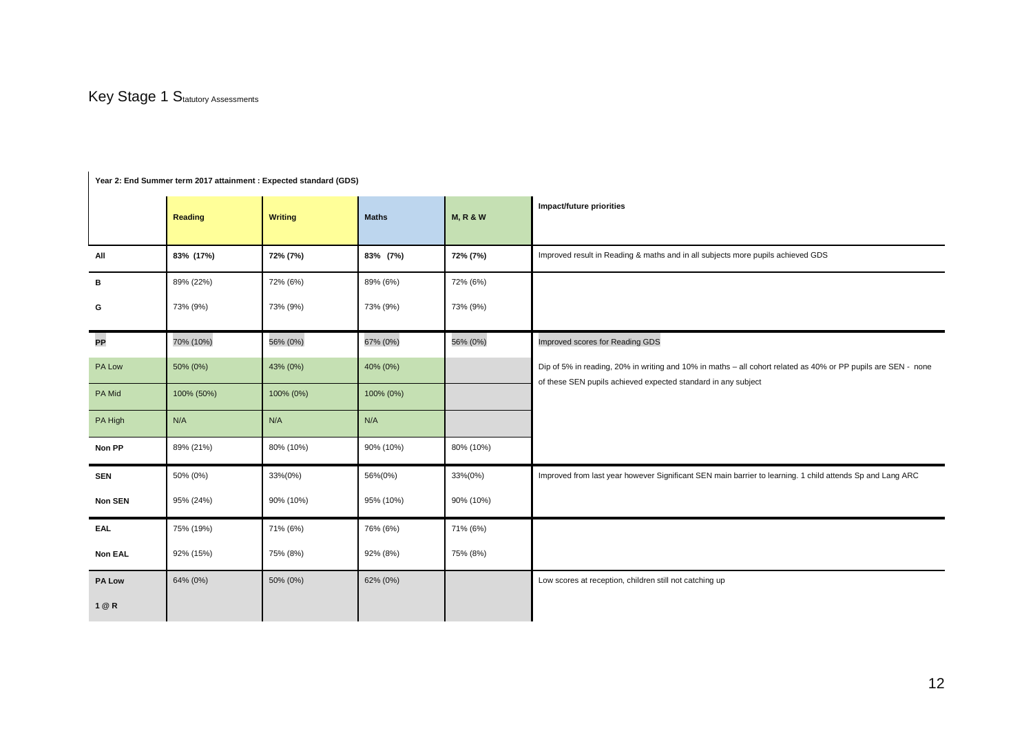# Key Stage 1 Statutory Assessments

**Year 2: End Summer term 2017 attainment : Expected standard (GDS)**

| | Reading | Writing | Maths | M, R & W | Impact/future priorities |
|---|---|---|---|---|---|
| **All** | **83% (17%)** | **72% (7%)** | **83% (7%)** | **72% (7%)** | Improved result in Reading & maths and in all subjects more pupils achieved GDS |
| **B** | 89% (22%) | 72% (6%) | 89% (6%) | 72% (6%) | |
| **G** | 73% (9%) | 73% (9%) | 73% (9%) | 73% (9%) | |
| **PP** | 70% (10%) | 56% (0%) | 67% (0%) | 56% (0%) | Improved scores for Reading GDS |
| PA Low | 50% (0%) | 43% (0%) | 40% (0%) | | Dip of 5% in reading, 20% in writing and 10% in maths – all cohort related as 40% or PP pupils are SEN - none of these SEN pupils achieved expected standard in any subject |
| PA Mid | 100% (50%) | 100% (0%) | 100% (0%) | | |
| PA High | N/A | N/A | N/A | | |
| **Non PP** | 89% (21%) | 80% (10%) | 90% (10%) | 80% (10%) | |
| **SEN** | 50% (0%) | 33%(0%) | 56%(0%) | 33%(0%) | Improved from last year however Significant SEN main barrier to learning. 1 child attends Sp and Lang ARC |
| **Non SEN** | 95% (24%) | 90% (10%) | 95% (10%) | 90% (10%) | |
| **EAL** | 75% (19%) | 71% (6%) | 76% (6%) | 71% (6%) | |
| **Non EAL** | 92% (15%) | 75% (8%) | 92% (8%) | 75% (8%) | |
| **PA Low** | 64% (0%) | 50% (0%) | 62% (0%) | | Low scores at reception, children still not catching up |
| **1 @ R** | | | | | |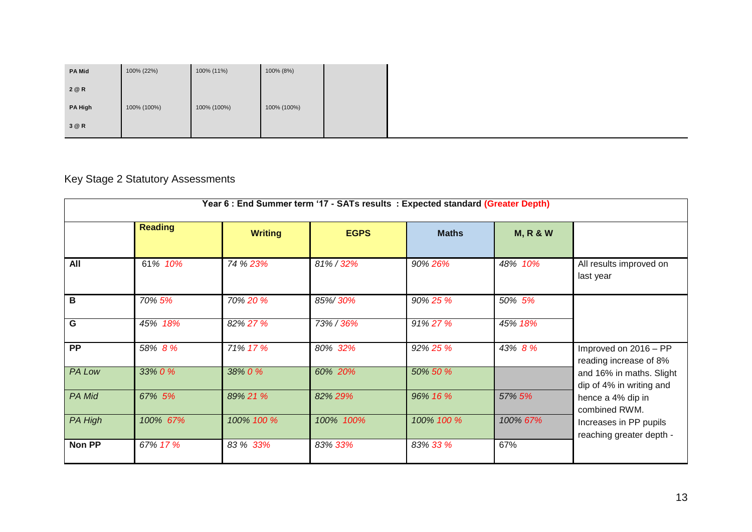| PA Mid | 100% (22%) | 100% (11%) | 100% (8%) | |
|---|---|---|---|---|
| 2 @ R | | | | |
| PA High | 100% (100%) | 100% (100%) | 100% (100%) | |
| 3 @ R | | | | |

Key Stage 2 Statutory Assessments

| Year 6 : End Summer term '17 - SATs results : Expected standard (Greater Depth) | | | | | | |
|---|---|---|---|---|---|---|
| | **Reading** | **Writing** | **EGPS** | **Maths** | **M, R & W** | |
| **All** | 61% 10% | 74 % 23% | 81% / 32% | 90% 26% | 48% 10% | All results improved on last year |
| **B** | 70% 5% | 70% 20 % | 85%/ 30% | 90% 25 % | 50% 5% | |
| **G** | 45% 18% | 82% 27 % | 73% / 36% | 91% 27 % | 45% 18% | |
| **PP** | 58% 8 % | 71% 17 % | 80% 32% | 92% 25 % | 43% 8 % | Improved on 2016 – PP reading increase of 8% and 16% in maths. Slight dip of 4% in writing and hence a 4% dip in combined RWM. Increases in PP pupils reaching greater depth - |
| PA Low | 33% 0 % | 38% 0 % | 60% 20% | 50% 50 % | | |
| PA Mid | 67% 5% | 89% 21 % | 82% 29% | 96% 16 % | 57% 5% | |
| PA High | 100% 67% | 100% 100 % | 100% 100% | 100% 100 % | 100% 67% | |
| **Non PP** | 67% 17 % | 83 % 33% | 83% 33% | 83% 33 % | 67% | |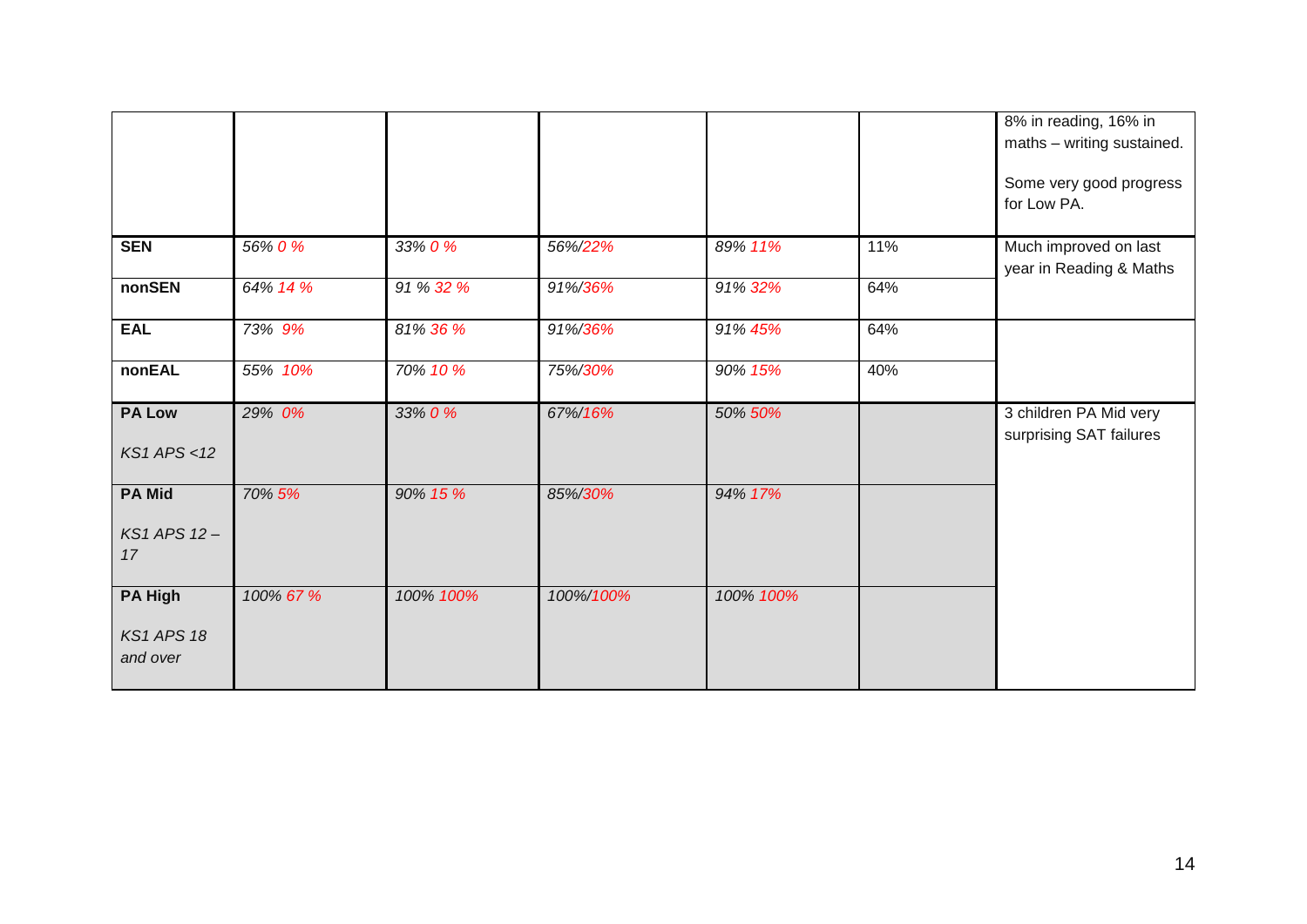| | | | | | | |
|---|---|---|---|---|---|---|
| | | | | | | 8% in reading, 16% in maths – writing sustained.<br><br>Some very good progress for Low PA. |
| **SEN** | *56% 0 %* | *33% 0 %* | *56%/22%* | *89% 11%* | 11% | Much improved on last year in Reading & Maths |
| **nonSEN** | *64% 14 %* | *91 % 32 %* | *91%/36%* | *91% 32%* | 64% | |
| **EAL** | *73% 9%* | *81% 36 %* | *91%/36%* | *91% 45%* | 64% | |
| **nonEAL** | *55% 10%* | *70% 10 %* | *75%/30%* | *90% 15%* | 40% | |
| **PA Low**<br><br>*KS1 APS <12* | *29% 0%* | *33% 0 %* | *67%/16%* | *50% 50%* | | 3 children PA Mid very surprising SAT failures |
| **PA Mid**<br><br>*KS1 APS 12 – 17* | *70% 5%* | *90% 15 %* | *85%/30%* | *94% 17%* | | |
| **PA High**<br><br>*KS1 APS 18 and over* | *100% 67 %* | *100% 100%* | *100%/100%* | *100% 100%* | | |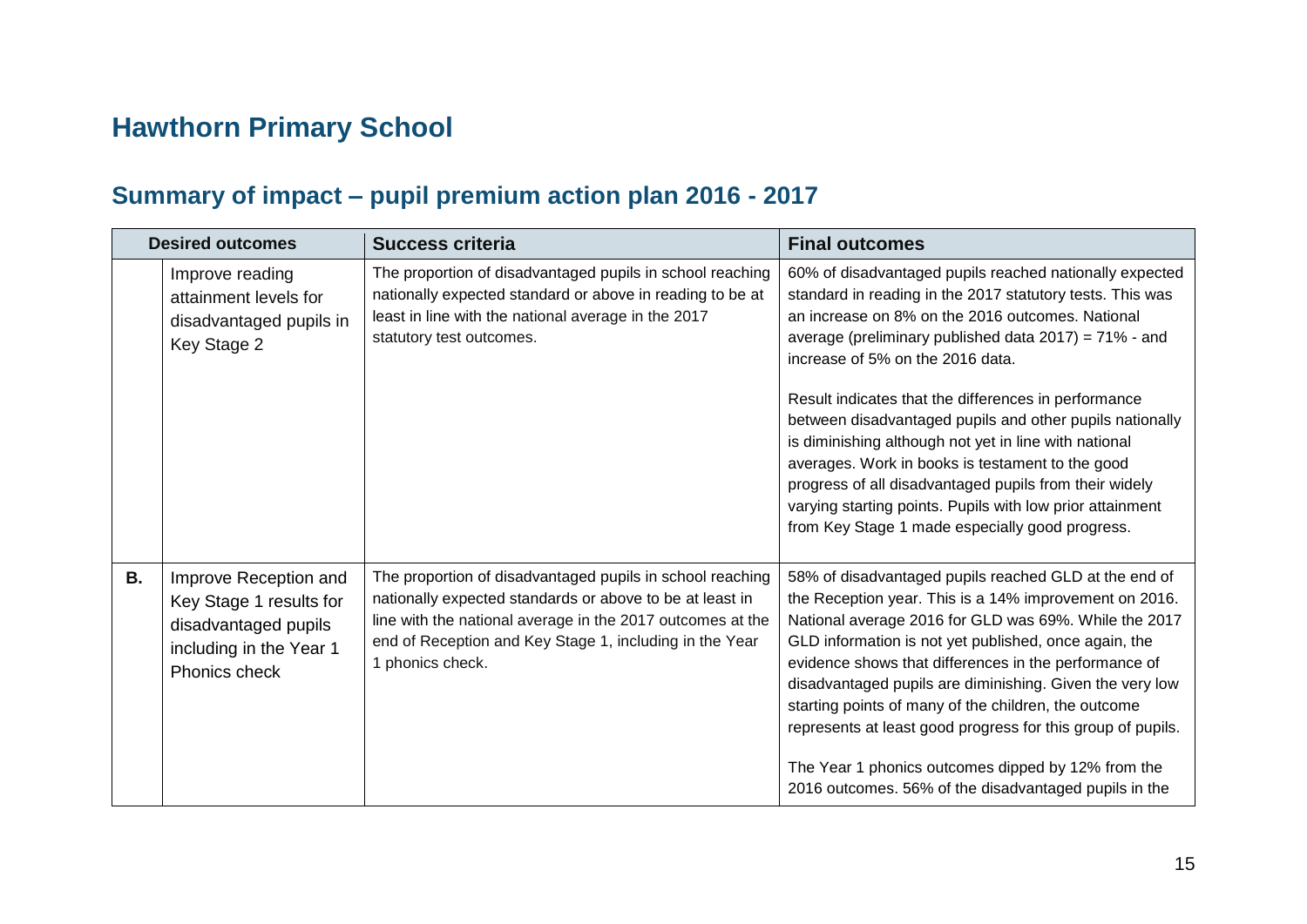# Hawthorn Primary School

## Summary of impact – pupil premium action plan 2016 - 2017

| Desired outcomes | | Success criteria | Final outcomes |
|---|---|---|---|
| | Improve reading attainment levels for disadvantaged pupils in Key Stage 2 | The proportion of disadvantaged pupils in school reaching nationally expected standard or above in reading to be at least in line with the national average in the 2017 statutory test outcomes. | 60% of disadvantaged pupils reached nationally expected standard in reading in the 2017 statutory tests. This was an increase on 8% on the 2016 outcomes. National average (preliminary published data 2017) = 71% - and increase of 5% on the 2016 data.<br><br>Result indicates that the differences in performance between disadvantaged pupils and other pupils nationally is diminishing although not yet in line with national averages. Work in books is testament to the good progress of all disadvantaged pupils from their widely varying starting points. Pupils with low prior attainment from Key Stage 1 made especially good progress. |
| **B.** | Improve Reception and Key Stage 1 results for disadvantaged pupils including in the Year 1 Phonics check | The proportion of disadvantaged pupils in school reaching nationally expected standards or above to be at least in line with the national average in the 2017 outcomes at the end of Reception and Key Stage 1, including in the Year 1 phonics check. | 58% of disadvantaged pupils reached GLD at the end of the Reception year. This is a 14% improvement on 2016. National average 2016 for GLD was 69%. While the 2017 GLD information is not yet published, once again, the evidence shows that differences in the performance of disadvantaged pupils are diminishing. Given the very low starting points of many of the children, the outcome represents at least good progress for this group of pupils.<br><br>The Year 1 phonics outcomes dipped by 12% from the 2016 outcomes. 56% of the disadvantaged pupils in the |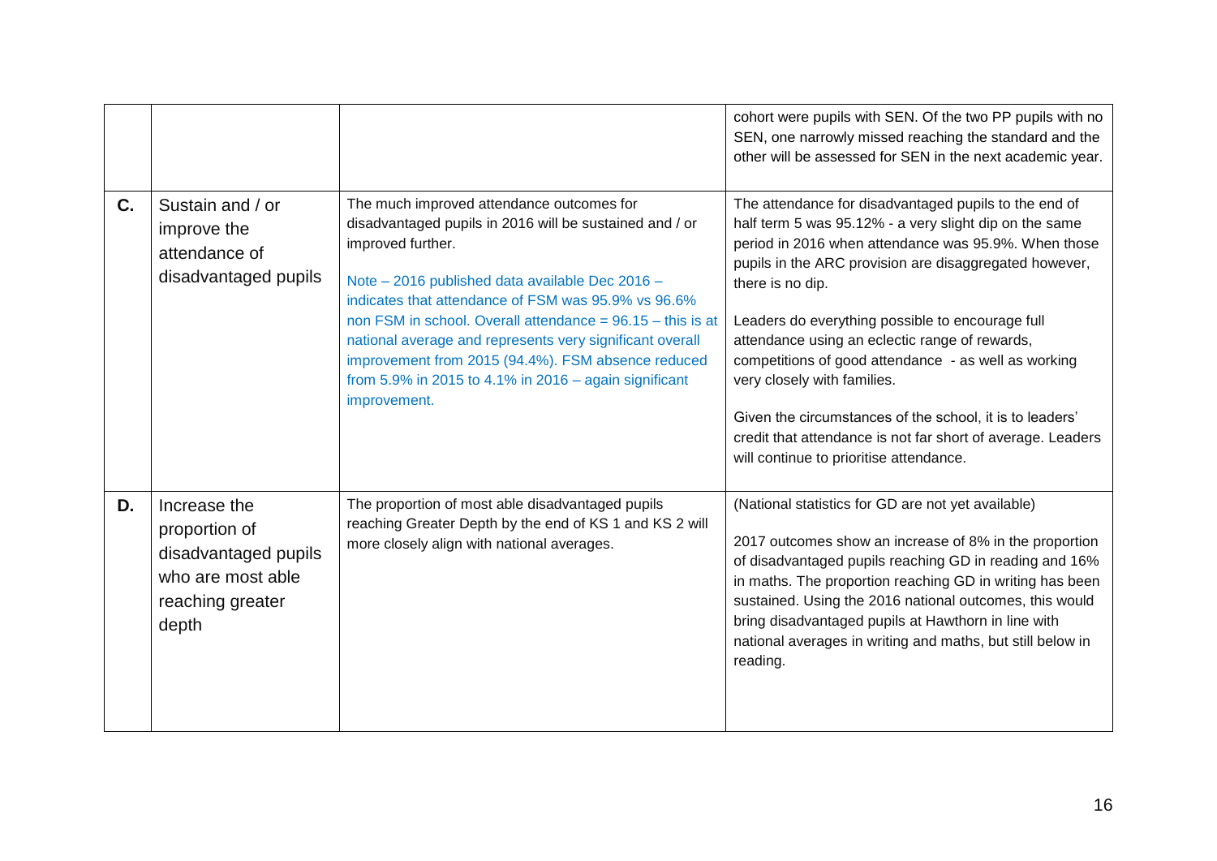| | | | |
|---|---|---|---|
| | | | cohort were pupils with SEN. Of the two PP pupils with no SEN, one narrowly missed reaching the standard and the other will be assessed for SEN in the next academic year. |
| **C.** | Sustain and / or improve the attendance of disadvantaged pupils | The much improved attendance outcomes for disadvantaged pupils in 2016 will be sustained and / or improved further.<br><br>Note – 2016 published data available Dec 2016 – indicates that attendance of FSM was 95.9% vs 96.6% non FSM in school. Overall attendance = 96.15 – this is at national average and represents very significant overall improvement from 2015 (94.4%). FSM absence reduced from 5.9% in 2015 to 4.1% in 2016 – again significant improvement. | The attendance for disadvantaged pupils to the end of half term 5 was 95.12% - a very slight dip on the same period in 2016 when attendance was 95.9%. When those pupils in the ARC provision are disaggregated however, there is no dip.<br><br>Leaders do everything possible to encourage full attendance using an eclectic range of rewards, competitions of good attendance - as well as working very closely with families.<br><br>Given the circumstances of the school, it is to leaders' credit that attendance is not far short of average. Leaders will continue to prioritise attendance. |
| **D.** | Increase the proportion of disadvantaged pupils who are most able reaching greater depth | The proportion of most able disadvantaged pupils reaching Greater Depth by the end of KS 1 and KS 2 will more closely align with national averages. | (National statistics for GD are not yet available)<br><br>2017 outcomes show an increase of 8% in the proportion of disadvantaged pupils reaching GD in reading and 16% in maths. The proportion reaching GD in writing has been sustained. Using the 2016 national outcomes, this would bring disadvantaged pupils at Hawthorn in line with national averages in writing and maths, but still below in reading. |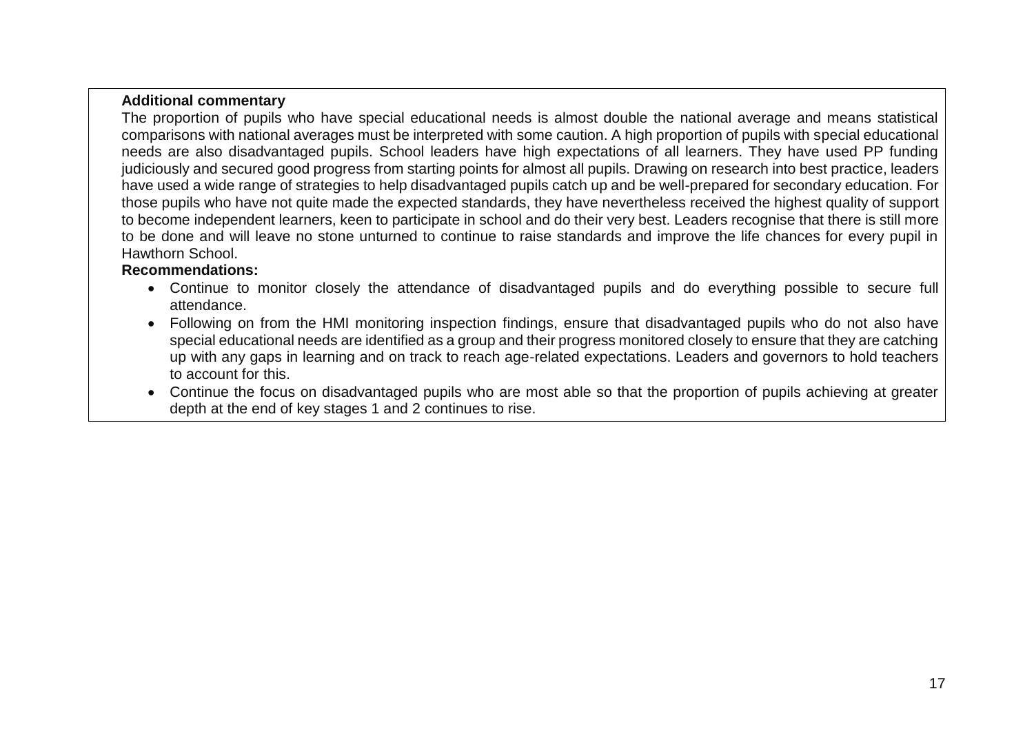**Additional commentary**

The proportion of pupils who have special educational needs is almost double the national average and means statistical comparisons with national averages must be interpreted with some caution. A high proportion of pupils with special educational needs are also disadvantaged pupils. School leaders have high expectations of all learners. They have used PP funding judiciously and secured good progress from starting points for almost all pupils. Drawing on research into best practice, leaders have used a wide range of strategies to help disadvantaged pupils catch up and be well-prepared for secondary education. For those pupils who have not quite made the expected standards, they have nevertheless received the highest quality of support to become independent learners, keen to participate in school and do their very best. Leaders recognise that there is still more to be done and will leave no stone unturned to continue to raise standards and improve the life chances for every pupil in Hawthorn School.

**Recommendations:**

- Continue to monitor closely the attendance of disadvantaged pupils and do everything possible to secure full attendance.
- Following on from the HMI monitoring inspection findings, ensure that disadvantaged pupils who do not also have special educational needs are identified as a group and their progress monitored closely to ensure that they are catching up with any gaps in learning and on track to reach age-related expectations. Leaders and governors to hold teachers to account for this.
- Continue the focus on disadvantaged pupils who are most able so that the proportion of pupils achieving at greater depth at the end of key stages 1 and 2 continues to rise.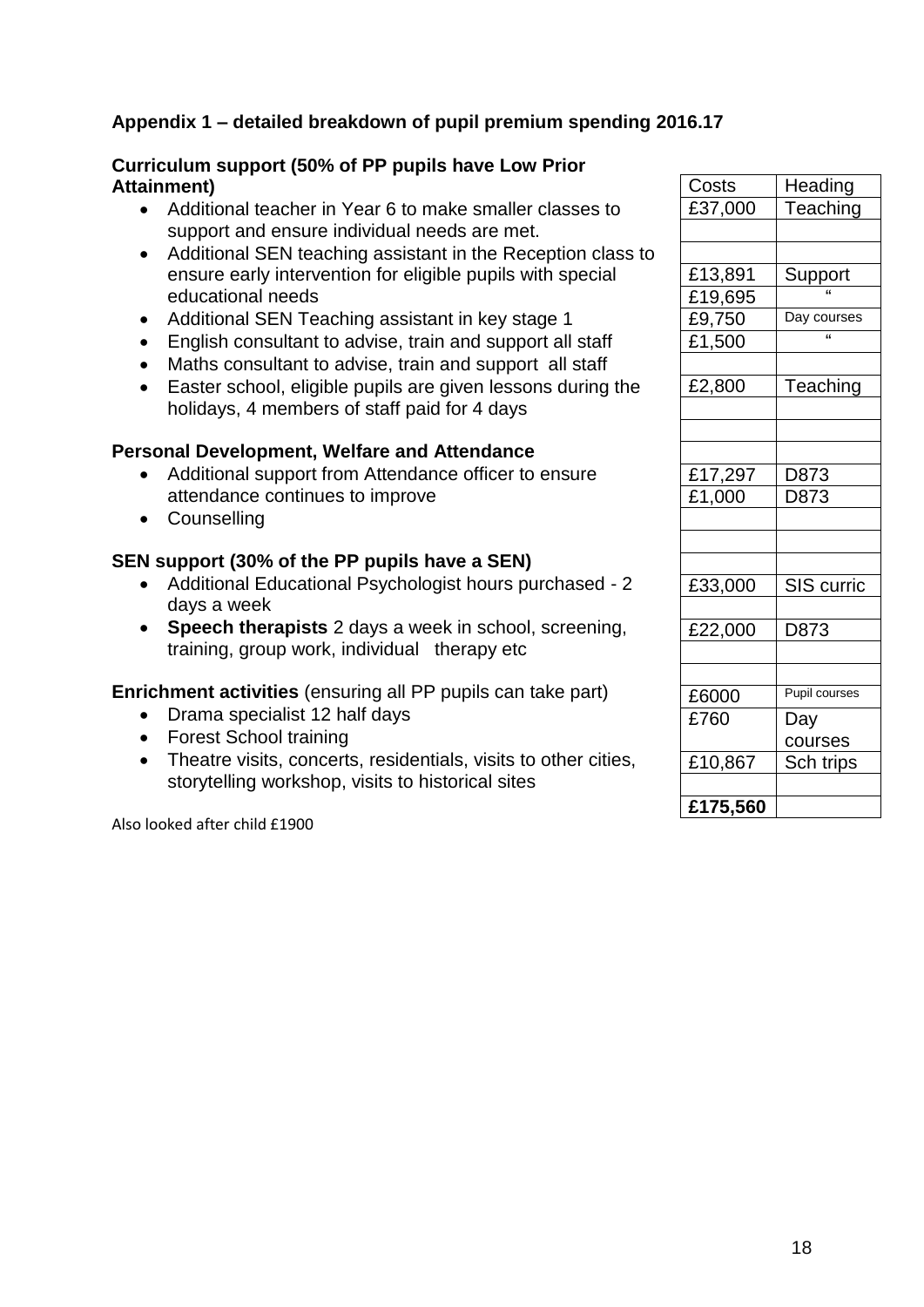**Appendix 1 – detailed breakdown of pupil premium spending 2016.17**

**Curriculum support (50% of PP pupils have Low Prior Attainment)**

- Additional teacher in Year 6 to make smaller classes to support and ensure individual needs are met.
- Additional SEN teaching assistant in the Reception class to ensure early intervention for eligible pupils with special educational needs
- Additional SEN Teaching assistant in key stage 1
- English consultant to advise, train and support all staff
- Maths consultant to advise, train and support all staff
- Easter school, eligible pupils are given lessons during the holidays, 4 members of staff paid for 4 days

**Personal Development, Welfare and Attendance**

- Additional support from Attendance officer to ensure attendance continues to improve
- Counselling

**SEN support (30% of the PP pupils have a SEN)**

- Additional Educational Psychologist hours purchased - 2 days a week
- **Speech therapists** 2 days a week in school, screening, training, group work, individual therapy etc

**Enrichment activities** (ensuring all PP pupils can take part)

- Drama specialist 12 half days
- Forest School training
- Theatre visits, concerts, residentials, visits to other cities, storytelling workshop, visits to historical sites

Also looked after child £1900

| Costs | Heading |
|---|---|
| £37,000 | Teaching |
| | |
| | |
| £13,891 | Support |
| £19,695 | “ |
| £9,750 | Day courses |
| £1,500 | “ |
| | |
| £2,800 | Teaching |
| | |
| | |
| | |
| £17,297 | D873 |
| £1,000 | D873 |
| | |
| | |
| | |
| £33,000 | SIS curric |
| | |
| £22,000 | D873 |
| | |
| | |
| £6000 | Pupil courses |
| £760 | Day courses |
| £10,867 | Sch trips |
| | |
| **£175,560** | |